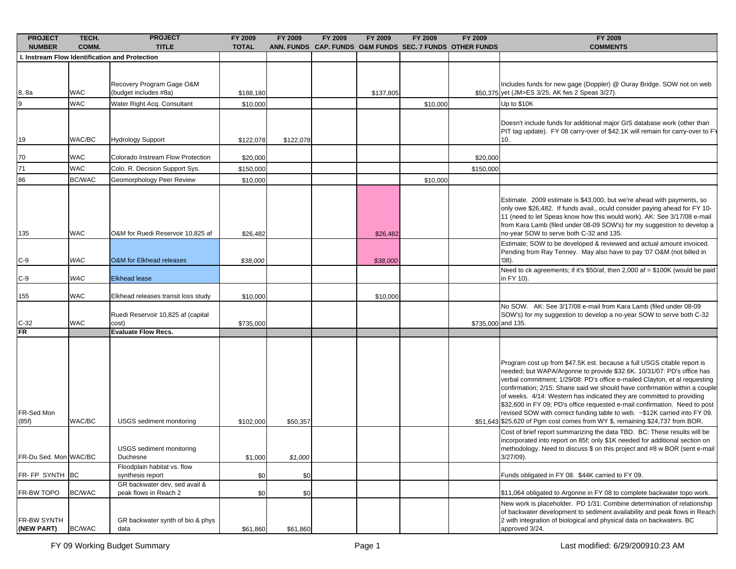| PROJECT NUMBER | TECH. COMM. | PROJECT TITLE | FY 2009 TOTAL | FY 2009 ANN. FUNDS | FY 2009 CAP. FUNDS | FY 2009 O&M FUNDS | FY 2009 SEC. 7 FUNDS | FY 2009 OTHER FUNDS | FY 2009 COMMENTS |
|---|---|---|---|---|---|---|---|---|---|
| **I. Instream Flow Identification and Protection** | | | | | | | | | |
| 8, 8a | WAC | Recovery Program Gage O&M (budget includes #8a) | $188,180 | | | $137,805 | | $50,375 | Includes funds for new gage (Doppler) @ Ouray Bridge. SOW not on web yet (JM>ES 3/25, AK fws 2 Speas 3/27). |
| 9 | WAC | Water Right Acq. Consultant | $10,000 | | | | $10,000 | | Up to $10K |
| 19 | WAC/BC | Hydrology Support | $122,078 | $122,078 | | | | | Doesn't include funds for additional major GIS database work (other than PIT tag update). FY 08 carry-over of $42.1K will remain for carry-over to FY 10. |
| 70 | WAC | Colorado Instream Flow Protection | $20,000 | | | | | $20,000 | |
| 71 | WAC | Colo. R. Decision Support Sys. | $150,000 | | | | | $150,000 | |
| 86 | BC/WAC | Geomorphology Peer Review | $10,000 | | | | $10,000 | | |
| 135 | WAC | O&M for Ruedi Reservoir 10,825 af | $26,482 | | | $26,482 | | | Estimate. 2009 estimate is $43,000, but we're ahead with payments, so only owe $26,482. If funds avail., oculd consider paying ahead for FY 10-11 (need to let Speas know how this would work). AK: See 3/17/08 e-mail from Kara Lamb (filed under 08-09 SOW's) for my suggestion to develop a no-year SOW to serve both C-32 and 135. |
| C-9 | *WAC* | O&M for Elkhead releases | *$38,000* | | | *$38,000* | | | Estimate; SOW to be developed & reviewed and actual amount invoiced. Pending from Ray Tenney. May also have to pay '07 O&M (not billed in '08). |
| C-9 | *WAC* | Elkhead lease | | | | | | | Need to ck agreements; if it's $50/af, then 2,000 af = $100K (would be paid in FY 10). |
| 155 | WAC | Elkhead releases transit loss study | $10,000 | | | $10,000 | | | |
| C-32 | WAC | Ruedi Reservoir 10,825 af (capital cost) | $735,000 | | | | | $735,000 | No SOW. AK: See 3/17/08 e-mail from Kara Lamb (filed under 08-09 SOW's) for my suggestion to develop a no-year SOW to serve both C-32 and 135. |
| **FR** | | **Evaluate Flow Recs.** | | | | | | | |
| FR-Sed Mon (85f) | WAC/BC | USGS sediment monitoring | $102,000 | $50,357 | | | | $51,643 | Program cost up from $47.5K est. because a full USGS citable report is needed; but WAPA/Argonne to provide $32.6K. 10/31/07: PD's office has verbal commitment; 1/29/08: PD's office e-mailed Clayton, et al requesting confirmation; 2/15: Shane said we should have confirmation within a couple of weeks. 4/14: Western has indicated they are committed to providing $32,600 in FY 09; PD's office requested e-mail confirmation. Need to post revised SOW with correct funding table to web. ~$12K carried into FY 09. $25,620 of Pgm cost comes from WY $, remaining $24,737 from BOR. |
| FR-Du Sed. Mon | WAC/BC | USGS sediment monitoring Duchesne | $1,000 | *$1,000* | | | | | Cost of brief report summarizing the data TBD. BC: These results will be incorporated into report on 85f; only $1K needed for additional section on methodology. Need to discuss $ on this project and #8 w BOR (sent e-mail 3/27/09). |
| FR- FP SYNTH | BC | Floodplain habitat vs. flow synthesis report | $0 | $0 | | | | | Funds obligated in FY 08. $44K carried to FY 09. |
| FR-BW TOPO | BC/WAC | GR backwater dev, sed avail & peak flows in Reach 2 | $0 | $0 | | | | | $11,064 obligated to Argonne in FY 08 to complete backwater topo work. |
| FR-BW SYNTH **(NEW PART)** | BC/WAC | GR backwater synth of bio & phys data | $61,860 | $61,860 | | | | | New work is placeholder. PD 1/31: Combine determination of relationship of backwater development to sediment availability and peak flows in Reach 2 with integration of biological and physical data on backwaters. BC approved 3/24. |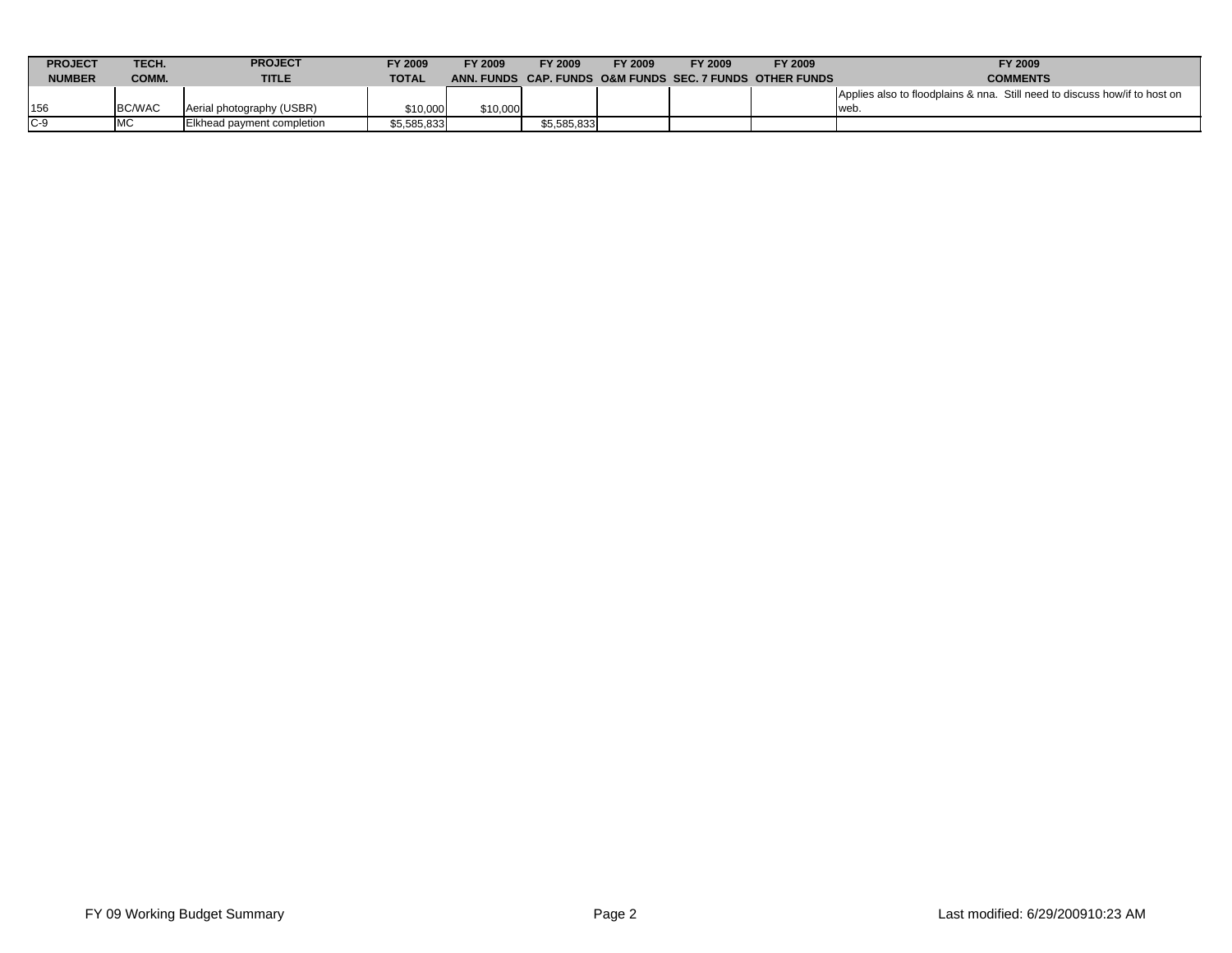| PROJECT NUMBER | TECH. COMM. | PROJECT TITLE | FY 2009 TOTAL | FY 2009 ANN. FUNDS | FY 2009 CAP. FUNDS | FY 2009 O&M FUNDS | FY 2009 SEC. 7 FUNDS | FY 2009 OTHER FUNDS | FY 2009 COMMENTS |
|---|---|---|---|---|---|---|---|---|---|
| 156 | BC/WAC | Aerial photography (USBR) | $10,000 | $10,000 | | | | | Applies also to floodplains & nna. Still need to discuss how/if to host on web. |
| C-9 | MC | Elkhead payment completion | $5,585,833 | | $5,585,833 | | | | |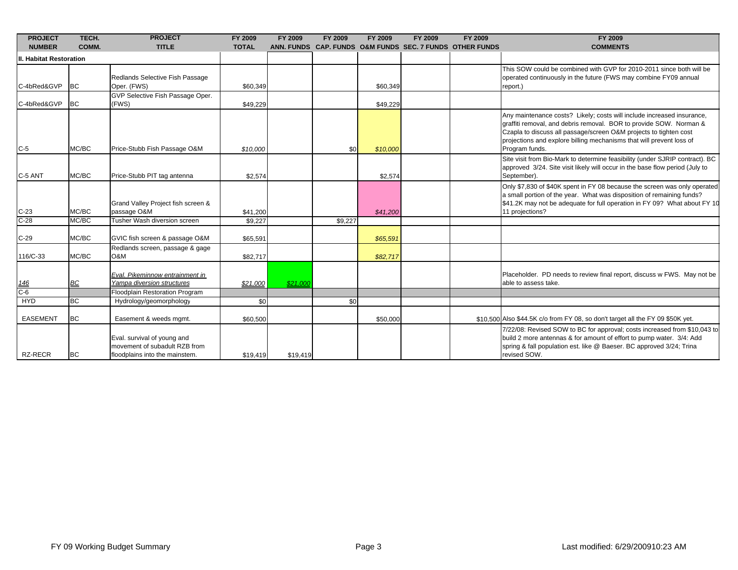| PROJECT NUMBER | TECH. COMM. | PROJECT TITLE | FY 2009 TOTAL | FY 2009 ANN. FUNDS | FY 2009 CAP. FUNDS | FY 2009 O&M FUNDS | FY 2009 SEC. 7 FUNDS | FY 2009 OTHER FUNDS | FY 2009 COMMENTS |
|---|---|---|---|---|---|---|---|---|---|
| **II. Habitat Restoration** | | | | | | | | | |
| C-4bRed&GVP | BC | Redlands Selective Fish Passage Oper. (FWS) | $60,349 | | | $60,349 | | | This SOW could be combined with GVP for 2010-2011 since both will be operated continuously in the future (FWS may combine FY09 annual report.) |
| C-4bRed&GVP | BC | GVP Selective Fish Passage Oper. (FWS) | $49,229 | | | $49,229 | | | |
| C-5 | MC/BC | Price-Stubb Fish Passage O&M | *$10,000* | | $0 | *$10,000* | | | Any maintenance costs? Likely; costs will include increased insurance, graffiti removal, and debris removal. BOR to provide SOW. Norman & Czapla to discuss all passage/screen O&M projects to tighten cost projections and explore billing mechanisms that will prevent loss of Program funds. |
| C-5 ANT | MC/BC | Price-Stubb PIT tag antenna | $2,574 | | | $2,574 | | | Site visit from Bio-Mark to determine feasibility (under SJRIP contract). BC approved 3/24. Site visit likely will occur in the base flow period (July to September). |
| C-23 | MC/BC | Grand Valley Project fish screen & passage O&M | $41,200 | | | *$41,200* | | | Only $7,830 of $40K spent in FY 08 because the screen was only operated a small portion of the year. What was disposition of remaining funds? $41.2K may not be adequate for full operation in FY 09? What about FY 10 11 projections? |
| C-28 | MC/BC | Tusher Wash diversion screen | $9,227 | | $9,227 | | | | |
| C-29 | MC/BC | GVIC fish screen & passage O&M | $65,591 | | | *$65,591* | | | |
| 116/C-33 | MC/BC | Redlands screen, passage & gage O&M | $82,717 | | | *$82,717* | | | |
| *146* | *BC* | *Eval. Pikeminnow entrainment in Yampa diversion structures* | *$21,000* | *$21,000* | | | | | Placeholder. PD needs to review final report, discuss w FWS. May not be able to assess take. |
| C-6 | | Floodplain Restoration Program | | | | | | | |
| HYD | BC | Hydrology/geomorphology | $0 | | $0 | | | | |
| EASEMENT | BC | Easement & weeds mgmt. | $60,500 | | | $50,000 | | $10,500 | Also $44.5K c/o from FY 08, so don't target all the FY 09 $50K yet. |
| RZ-RECR | BC | Eval. survival of young and movement of subadult RZB from floodplains into the mainstem. | $19,419 | $19,419 | | | | | 7/22/08: Revised SOW to BC for approval; costs increased from $10,043 to build 2 more antennas & for amount of effort to pump water. 3/4: Add spring & fall population est. like @ Baeser. BC approved 3/24; Trina revised SOW. |

FY 09 Working Budget Summary

Last modified: 6/29/200910:23 AM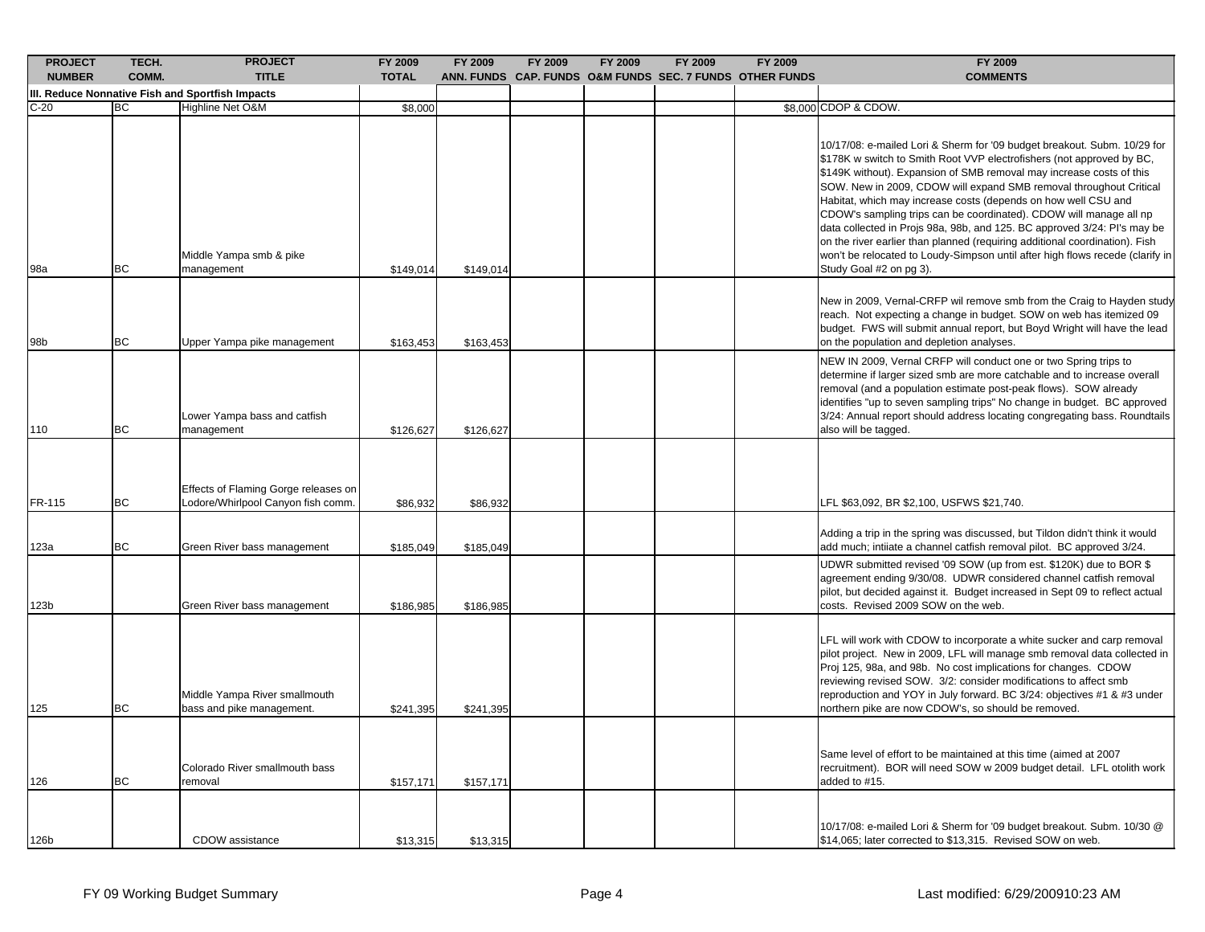| PROJECT NUMBER | TECH. COMM. | PROJECT TITLE | FY 2009 TOTAL | FY 2009 ANN. FUNDS | FY 2009 CAP. FUNDS | FY 2009 O&M FUNDS | FY 2009 SEC. 7 FUNDS | FY 2009 OTHER FUNDS | FY 2009 COMMENTS |
|---|---|---|---|---|---|---|---|---|---|
| **III. Reduce Nonnative Fish and Sportfish Impacts** | | | | | | | | | |
| C-20 | BC | Highline Net O&M | $8,000 | | | | | $8,000 | CDOP & CDOW. |
| 98a | BC | Middle Yampa smb & pike management | $149,014 | $149,014 | | | | | 10/17/08: e-mailed Lori & Sherm for '09 budget breakout. Subm. 10/29 for $178K w switch to Smith Root VVP electrofishers (not approved by BC, $149K without). Expansion of SMB removal may increase costs of this SOW. New in 2009, CDOW will expand SMB removal throughout Critical Habitat, which may increase costs (depends on how well CSU and CDOW's sampling trips can be coordinated). CDOW will manage all np data collected in Projs 98a, 98b, and 125. BC approved 3/24: PI's may be on the river earlier than planned (requiring additional coordination). Fish won't be relocated to Loudy-Simpson until after high flows recede (clarify in Study Goal #2 on pg 3). |
| 98b | BC | Upper Yampa pike management | $163,453 | $163,453 | | | | | New in 2009, Vernal-CRFP wil remove smb from the Craig to Hayden study reach. Not expecting a change in budget. SOW on web has itemized 09 budget. FWS will submit annual report, but Boyd Wright will have the lead on the population and depletion analyses. |
| 110 | BC | Lower Yampa bass and catfish management | $126,627 | $126,627 | | | | | NEW IN 2009, Vernal CRFP will conduct one or two Spring trips to determine if larger sized smb are more catchable and to increase overall removal (and a population estimate post-peak flows). SOW already identifies "up to seven sampling trips" No change in budget. BC approved 3/24: Annual report should address locating congregating bass. Roundtails also will be tagged. |
| FR-115 | BC | Effects of Flaming Gorge releases on Lodore/Whirlpool Canyon fish comm. | $86,932 | $86,932 | | | | | LFL $63,092, BR $2,100, USFWS $21,740. |
| 123a | BC | Green River bass management | $185,049 | $185,049 | | | | | Adding a trip in the spring was discussed, but Tildon didn't think it would add much; intiiate a channel catfish removal pilot. BC approved 3/24. |
| 123b | | Green River bass management | $186,985 | $186,985 | | | | | UDWR submitted revised '09 SOW (up from est. $120K) due to BOR $ agreement ending 9/30/08. UDWR considered channel catfish removal pilot, but decided against it. Budget increased in Sept 09 to reflect actual costs. Revised 2009 SOW on the web. |
| 125 | BC | Middle Yampa River smallmouth bass and pike management. | $241,395 | $241,395 | | | | | LFL will work with CDOW to incorporate a white sucker and carp removal pilot project. New in 2009, LFL will manage smb removal data collected in Proj 125, 98a, and 98b. No cost implications for changes. CDOW reviewing revised SOW. 3/2: consider modifications to affect smb reproduction and YOY in July forward. BC 3/24: objectives #1 & #3 under northern pike are now CDOW's, so should be removed. |
| 126 | BC | Colorado River smallmouth bass removal | $157,171 | $157,171 | | | | | Same level of effort to be maintained at this time (aimed at 2007 recruitment). BOR will need SOW w 2009 budget detail. LFL otolith work added to #15. |
| 126b | | CDOW assistance | $13,315 | $13,315 | | | | | 10/17/08: e-mailed Lori & Sherm for '09 budget breakout. Subm. 10/30 @ $14,065; later corrected to $13,315. Revised SOW on web. |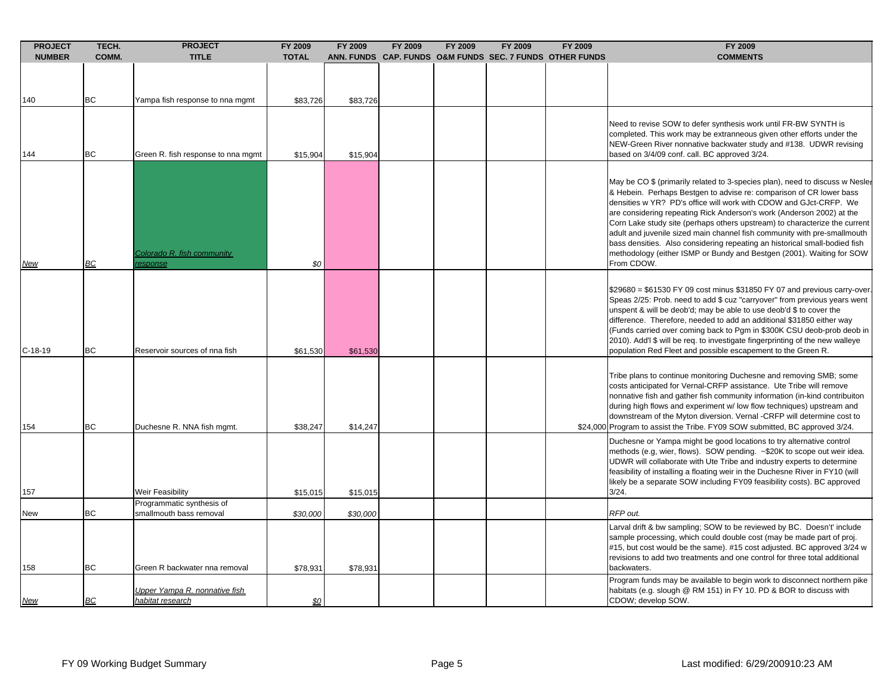| PROJECT NUMBER | TECH. COMM. | PROJECT TITLE | FY 2009 TOTAL | FY 2009 ANN. FUNDS | FY 2009 CAP. FUNDS | FY 2009 O&M FUNDS | FY 2009 SEC. 7 FUNDS | FY 2009 OTHER FUNDS | FY 2009 COMMENTS |
|---|---|---|---|---|---|---|---|---|---|
| 140 | BC | Yampa fish response to nna mgmt | $83,726 | $83,726 | | | | | |
| 144 | BC | Green R. fish response to nna mgmt | $15,904 | $15,904 | | | | | Need to revise SOW to defer synthesis work until FR-BW SYNTH is completed. This work may be extraneous given other efforts under the NEW-Green River nonnative backwater study and #138. UDWR revising based on 3/4/09 conf. call. BC approved 3/24. |
| *New* | *BC* | *Colorado R. fish community response* | *$0* | | | | | | May be CO $ (primarily related to 3-species plan), need to discuss w Nesler & Hebein. Perhaps Bestgen to advise re: comparison of CR lower bass densities w YR? PD's office will work with CDOW and GJct-CRFP. We are considering repeating Rick Anderson's work (Anderson 2002) at the Corn Lake study site (perhaps others upstream) to characterize the current adult and juvenile sized main channel fish community with pre-smallmouth bass densities. Also considering repeating an historical small-bodied fish methodology (either ISMP or Bundy and Bestgen (2001). Waiting for SOW From CDOW. |
| C-18-19 | BC | Reservoir sources of nna fish | $61,530 | $61,530 | | | | | $29680 = $61530 FY 09 cost minus $31850 FY 07 and previous carry-over. Speas 2/25: Prob. need to add $ cuz "carryover" from previous years went unspent & will be deob'd; may be able to use deob'd $ to cover the difference. Therefore, needed to add an additional $31850 either way (Funds carried over coming back to Pgm in $300K CSU deob-prob deob in 2010). Add'l $ will be req. to investigate fingerprinting of the new walleye population Red Fleet and possible escapement to the Green R. |
| 154 | BC | Duchesne R. NNA fish mgmt. | $38,247 | $14,247 | | | | $24,000 | Tribe plans to continue monitoring Duchesne and removing SMB; some costs anticipated for Vernal-CRFP assistance. Ute Tribe will remove nonnative fish and gather fish community information (in-kind contribuiton during high flows and experiment w/ low flow techniques) upstream and downstream of the Myton diversion. Vernal -CRFP will determine cost to Program to assist the Tribe. FY09 SOW submitted, BC approved 3/24. |
| 157 | | Weir Feasibility | $15,015 | $15,015 | | | | | Duchesne or Yampa might be good locations to try alternative control methods (e.g, wier, flows). SOW pending. ~$20K to scope out weir idea. UDWR will collaborate with Ute Tribe and industry experts to determine feasibility of installing a floating weir in the Duchesne River in FY10 (will likely be a separate SOW including FY09 feasibility costs). BC approved 3/24. |
| New | BC | Programmatic synthesis of smallmouth bass removal | *$30,000* | *$30,000* | | | | | *RFP out.* |
| 158 | BC | Green R backwater nna removal | $78,931 | $78,931 | | | | | Larval drift & bw sampling; SOW to be reviewed by BC. Doesn't' include sample processing, which could double cost (may be made part of proj. #15, but cost would be the same). #15 cost adjusted. BC approved 3/24 w revisions to add two treatments and one control for three total additional backwaters. |
| *New* | *BC* | *Upper Yampa R. nonnative fish habitat research* | *$0* | | | | | | Program funds may be available to begin work to disconnect northern pike habitats (e.g. slough @ RM 151) in FY 10. PD & BOR to discuss with CDOW; develop SOW. |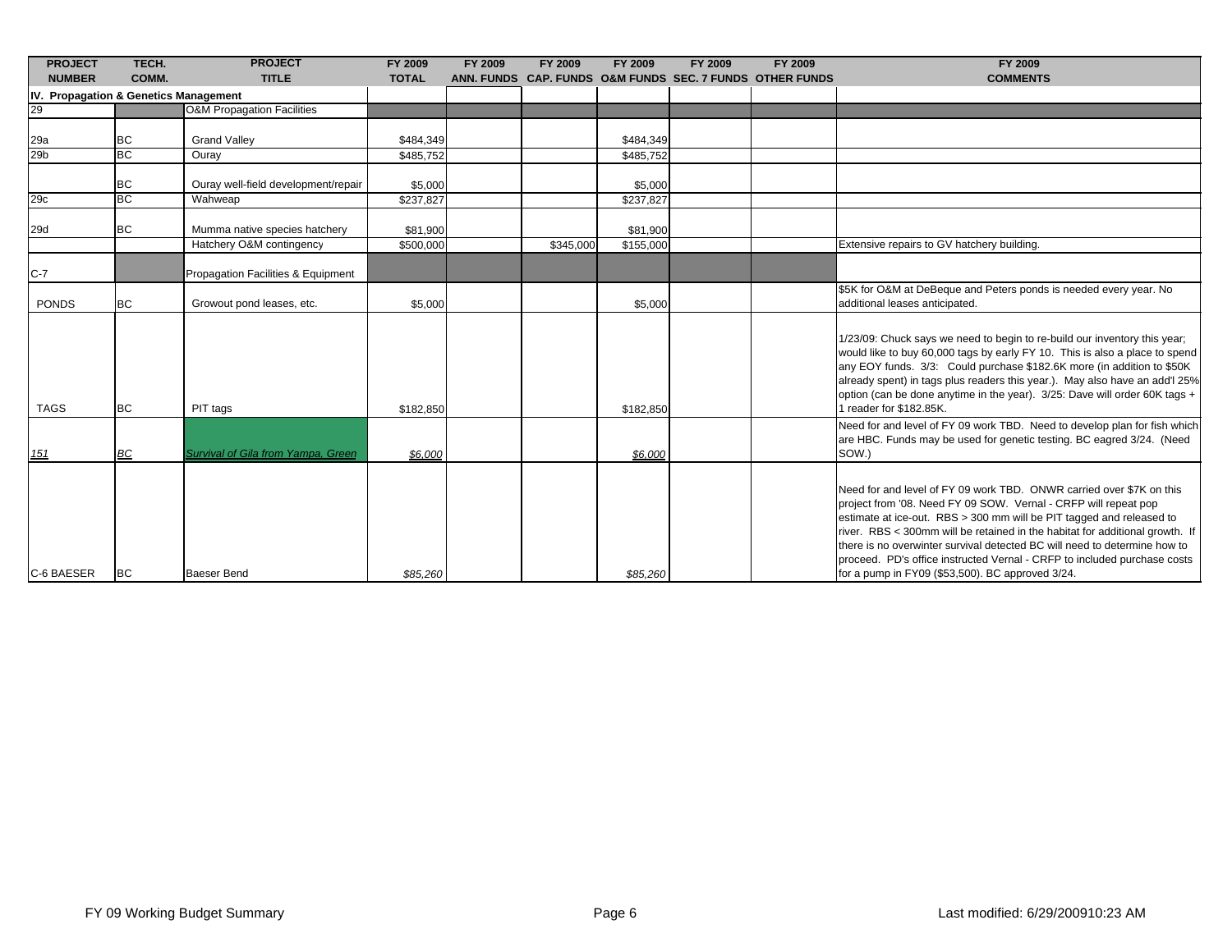| PROJECT NUMBER | TECH. COMM. | PROJECT TITLE | FY 2009 TOTAL | FY 2009 ANN. FUNDS | FY 2009 CAP. FUNDS | FY 2009 O&M FUNDS | FY 2009 SEC. 7 FUNDS | FY 2009 OTHER FUNDS | FY 2009 COMMENTS |
|---|---|---|---|---|---|---|---|---|---|
| **IV. Propagation & Genetics Management** | | | | | | | | | |
| 29 | | O&M Propagation Facilities | | | | | | | |
| 29a | BC | Grand Valley | $484,349 | | | $484,349 | | | |
| 29b | BC | Ouray | $485,752 | | | $485,752 | | | |
| | BC | Ouray well-field development/repair | $5,000 | | | $5,000 | | | |
| 29c | BC | Wahweap | $237,827 | | | $237,827 | | | |
| 29d | BC | Mumma native species hatchery | $81,900 | | | $81,900 | | | |
| | | Hatchery O&M contingency | $500,000 | | $345,000 | $155,000 | | | Extensive repairs to GV hatchery building. |
| C-7 | | Propagation Facilities & Equipment | | | | | | | |
| PONDS | BC | Growout pond leases, etc. | $5,000 | | | $5,000 | | | $5K for O&M at DeBeque and Peters ponds is needed every year. No additional leases anticipated. |
| TAGS | BC | PIT tags | $182,850 | | | $182,850 | | | 1/23/09: Chuck says we need to begin to re-build our inventory this year; would like to buy 60,000 tags by early FY 10. This is also a place to spend any EOY funds. 3/3: Could purchase $182.6K more (in addition to $50K already spent) in tags plus readers this year.). May also have an add'l 25% option (can be done anytime in the year). 3/25: Dave will order 60K tags + 1 reader for $182.85K. |
| *151* | *BC* | *Survival of Gila from Yampa, Green* | *$6,000* | | | *$6,000* | | | Need for and level of FY 09 work TBD. Need to develop plan for fish which are HBC. Funds may be used for genetic testing. BC eagred 3/24. (Need SOW.) |
| C-6 BAESER | BC | Baeser Bend | *$85,260* | | | *$85,260* | | | Need for and level of FY 09 work TBD. ONWR carried over $7K on this project from '08. Need FY 09 SOW. Vernal - CRFP will repeat pop estimate at ice-out. RBS > 300 mm will be PIT tagged and released to river. RBS < 300mm will be retained in the habitat for additional growth. If there is no overwinter survival detected BC will need to determine how to proceed. PD's office instructed Vernal - CRFP to included purchase costs for a pump in FY09 ($53,500). BC approved 3/24. |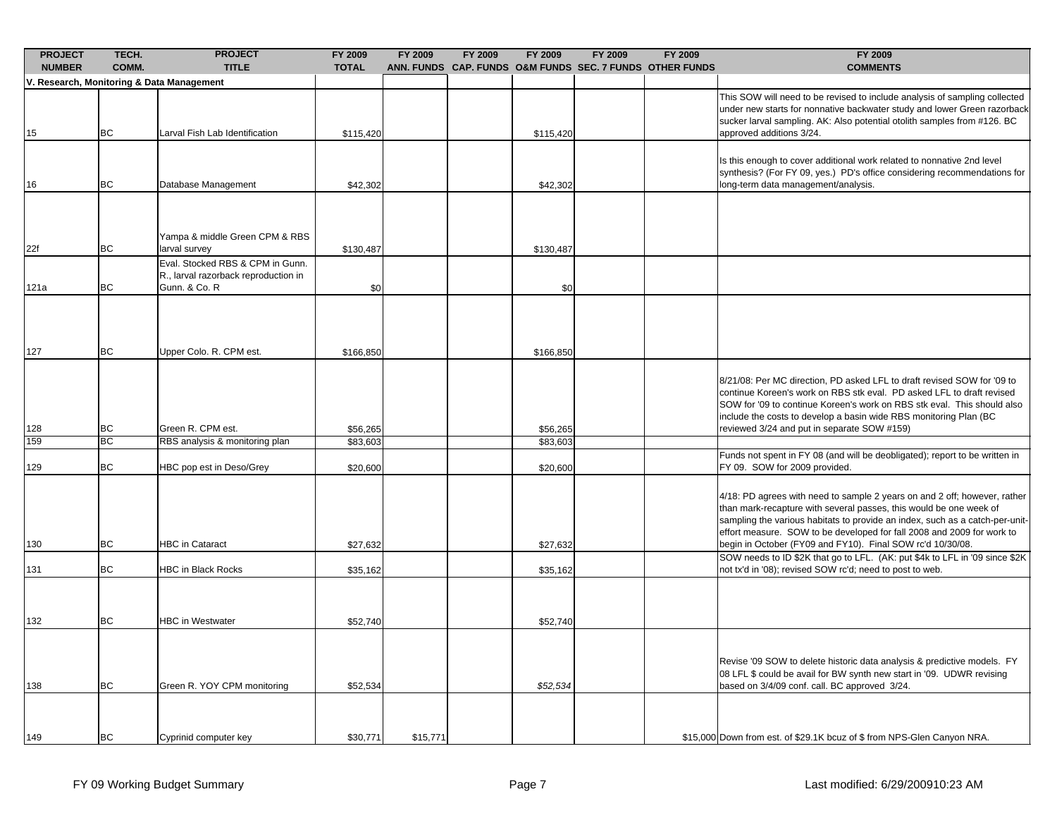| PROJECT NUMBER | TECH. COMM. | PROJECT TITLE | FY 2009 TOTAL | FY 2009 ANN. FUNDS | FY 2009 CAP. FUNDS | FY 2009 O&M FUNDS | FY 2009 SEC. 7 FUNDS | FY 2009 OTHER FUNDS | FY 2009 COMMENTS |
|---|---|---|---|---|---|---|---|---|---|
| **V. Research, Monitoring & Data Management** | | | | | | | | | |
| 15 | BC | Larval Fish Lab Identification | $115,420 | | | $115,420 | | | This SOW will need to be revised to include analysis of sampling collected under new starts for nonnative backwater study and lower Green razorback sucker larval sampling. AK: Also potential otolith samples from #126. BC approved additions 3/24. |
| 16 | BC | Database Management | $42,302 | | | $42,302 | | | Is this enough to cover additional work related to nonnative 2nd level synthesis? (For FY 09, yes.) PD's office considering recommendations for long-term data management/analysis. |
| 22f | BC | Yampa & middle Green CPM & RBS larval survey | $130,487 | | | $130,487 | | | |
| 121a | BC | Eval. Stocked RBS & CPM in Gunn. R., larval razorback reproduction in Gunn. & Co. R | $0 | | | $0 | | | |
| 127 | BC | Upper Colo. R. CPM est. | $166,850 | | | $166,850 | | | |
| 128 | BC | Green R. CPM est. | $56,265 | | | $56,265 | | | 8/21/08: Per MC direction, PD asked LFL to draft revised SOW for '09 to continue Koreen's work on RBS stk eval. PD asked LFL to draft revised SOW for '09 to continue Koreen's work on RBS stk eval. This should also include the costs to develop a basin wide RBS monitoring Plan (BC reviewed 3/24 and put in separate SOW #159) |
| 159 | BC | RBS analysis & monitoring plan | $83,603 | | | $83,603 | | | |
| 129 | BC | HBC pop est in Deso/Grey | $20,600 | | | $20,600 | | | Funds not spent in FY 08 (and will be deobligated); report to be written in FY 09. SOW for 2009 provided. |
| 130 | BC | HBC in Cataract | $27,632 | | | $27,632 | | | 4/18: PD agrees with need to sample 2 years on and 2 off; however, rather than mark-recapture with several passes, this would be one week of sampling the various habitats to provide an index, such as a catch-per-unit-effort measure. SOW to be developed for fall 2008 and 2009 for work to begin in October (FY09 and FY10). Final SOW rc'd 10/30/08. |
| 131 | BC | HBC in Black Rocks | $35,162 | | | $35,162 | | | SOW needs to ID $2K that go to LFL. (AK: put $4k to LFL in '09 since $2K not tx'd in '08); revised SOW rc'd; need to post to web. |
| 132 | BC | HBC in Westwater | $52,740 | | | $52,740 | | | |
| 138 | BC | Green R. YOY CPM monitoring | $52,534 | | | *$52,534* | | | Revise '09 SOW to delete historic data analysis & predictive models. FY 08 LFL $ could be avail for BW synth new start in '09. UDWR revising based on 3/4/09 conf. call. BC approved 3/24. |
| 149 | BC | Cyprinid computer key | $30,771 | $15,771 | | | | $15,000 | Down from est. of $29.1K bcuz of $ from NPS-Glen Canyon NRA. |

FY 09 Working Budget Summary

Last modified: 6/29/200910:23 AM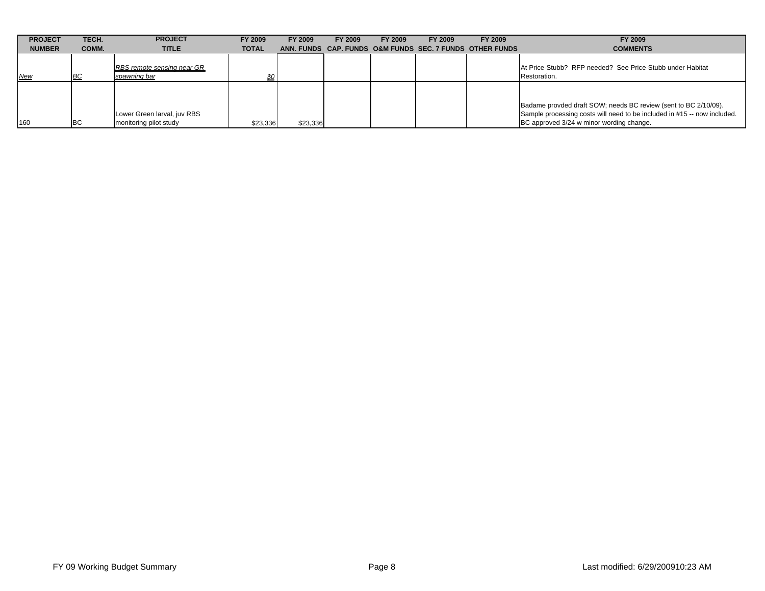| PROJECT NUMBER | TECH. COMM. | PROJECT TITLE | FY 2009 TOTAL | FY 2009 ANN. FUNDS | FY 2009 CAP. FUNDS | FY 2009 O&M FUNDS | FY 2009 SEC. 7 FUNDS | FY 2009 OTHER FUNDS | FY 2009 COMMENTS |
|---|---|---|---|---|---|---|---|---|---|
| *New* | *BC* | *RBS remote sensing near GR spawning bar* | *$0* | | | | | | At Price-Stubb? RFP needed? See Price-Stubb under Habitat Restoration. |
| 160 | BC | Lower Green larval, juv RBS monitoring pilot study | $23,336 | $23,336 | | | | | Badame provded draft SOW; needs BC review (sent to BC 2/10/09). Sample processing costs will need to be included in #15 -- now included. BC approved 3/24 w minor wording change. |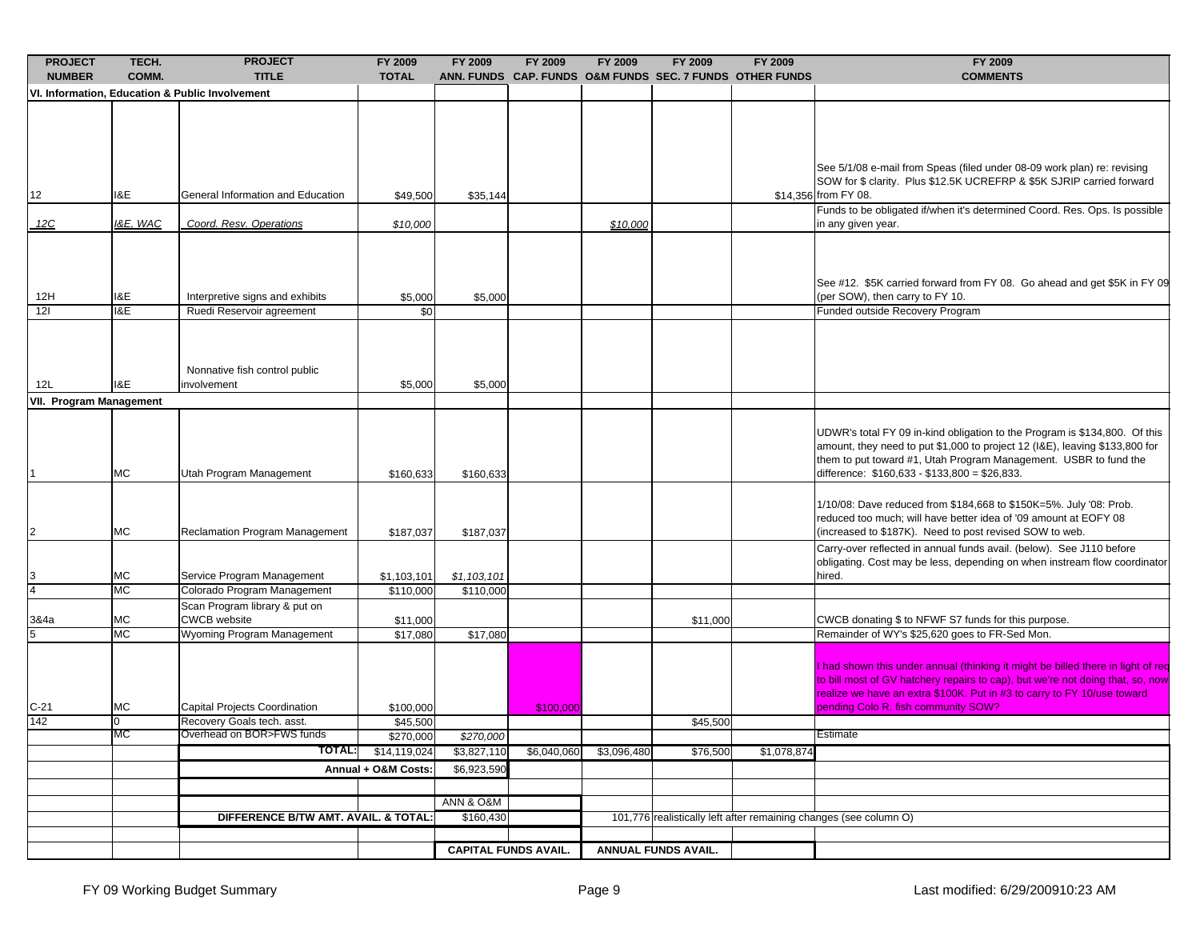| PROJECT NUMBER | TECH. COMM. | PROJECT TITLE | FY 2009 TOTAL | FY 2009 ANN. FUNDS | FY 2009 CAP. FUNDS | FY 2009 O&M FUNDS | FY 2009 SEC. 7 FUNDS | FY 2009 OTHER FUNDS | FY 2009 COMMENTS |
|---|---|---|---|---|---|---|---|---|---|
| **VI. Information, Education & Public Involvement** | | | | | | | | | |
| 12 | I&E | General Information and Education | $49,500 | $35,144 | | | | $14,356 | See 5/1/08 e-mail from Speas (filed under 08-09 work plan) re: revising SOW for $ clarity. Plus $12.5K UCREFRP & $5K SJRIP carried forward from FY 08. |
| *12C* | *I&E, WAC* | *Coord. Resv. Operations* | *$10,000* | | | *$10,000* | | | Funds to be obligated if/when it's determined Coord. Res. Ops. Is possible in any given year. |
| 12H | I&E | Interpretive signs and exhibits | $5,000 | $5,000 | | | | | See #12. $5K carried forward from FY 08. Go ahead and get $5K in FY 09 (per SOW), then carry to FY 10. |
| 12I | I&E | Ruedi Reservoir agreement | $0 | | | | | | Funded outside Recovery Program |
| 12L | I&E | Nonnative fish control public involvement | $5,000 | $5,000 | | | | | |
| **VII. Program Management** | | | | | | | | | |
| 1 | MC | Utah Program Management | $160,633 | $160,633 | | | | | UDWR's total FY 09 in-kind obligation to the Program is $134,800. Of this amount, they need to put $1,000 to project 12 (I&E), leaving $133,800 for them to put toward #1, Utah Program Management. USBR to fund the difference: $160,633 - $133,800 = $26,833. |
| 2 | MC | Reclamation Program Management | $187,037 | $187,037 | | | | | 1/10/08: Dave reduced from $184,668 to $150K=5%. July '08: Prob. reduced too much; will have better idea of '09 amount at EOFY 08 (increased to $187K). Need to post revised SOW to web. |
| 3 | MC | Service Program Management | $1,103,101 | *$1,103,101* | | | | | Carry-over reflected in annual funds avail. (below). See J110 before obligating. Cost may be less, depending on when instream flow coordinator hired. |
| 4 | MC | Colorado Program Management | $110,000 | $110,000 | | | | | |
| 3&4a | MC | Scan Program library & put on CWCB website | $11,000 | | | | $11,000 | | CWCB donating $ to NFWF S7 funds for this purpose. |
| 5 | MC | Wyoming Program Management | $17,080 | $17,080 | | | | | Remainder of WY's $25,620 goes to FR-Sed Mon. |
| C-21 | MC | Capital Projects Coordination | $100,000 | | $100,000 | | | | I had shown this under annual (thinking it might be billed there in light of req to bill most of GV hatchery repairs to cap), but we're not doing that, so, now realize we have an extra $100K. Put in #3 to carry to FY 10/use toward pending Colo R. fish community SOW? |
| 142 | 0 | Recovery Goals tech. asst. | $45,500 | | | | $45,500 | | |
| | MC | Overhead on BOR>FWS funds | $270,000 | *$270,000* | | | | | Estimate |
| | | **TOTAL:** | $14,119,024 | $3,827,110 | $6,040,060 | $3,096,480 | $76,500 | $1,078,874 | |
| | | **Annual + O&M Costs:** | | $6,923,590 | | | | | |
| | | | | ANN & O&M | | | | | |
| | | **DIFFERENCE B/TW AMT. AVAIL. & TOTAL:** | | $160,430 | | 101,776 | realistically left after remaining changes (see column O) | | |
| | | | | **CAPITAL FUNDS AVAIL.** | | **ANNUAL FUNDS AVAIL.** | | | |

FY 09 Working Budget Summary

Last modified: 6/29/200910:23 AM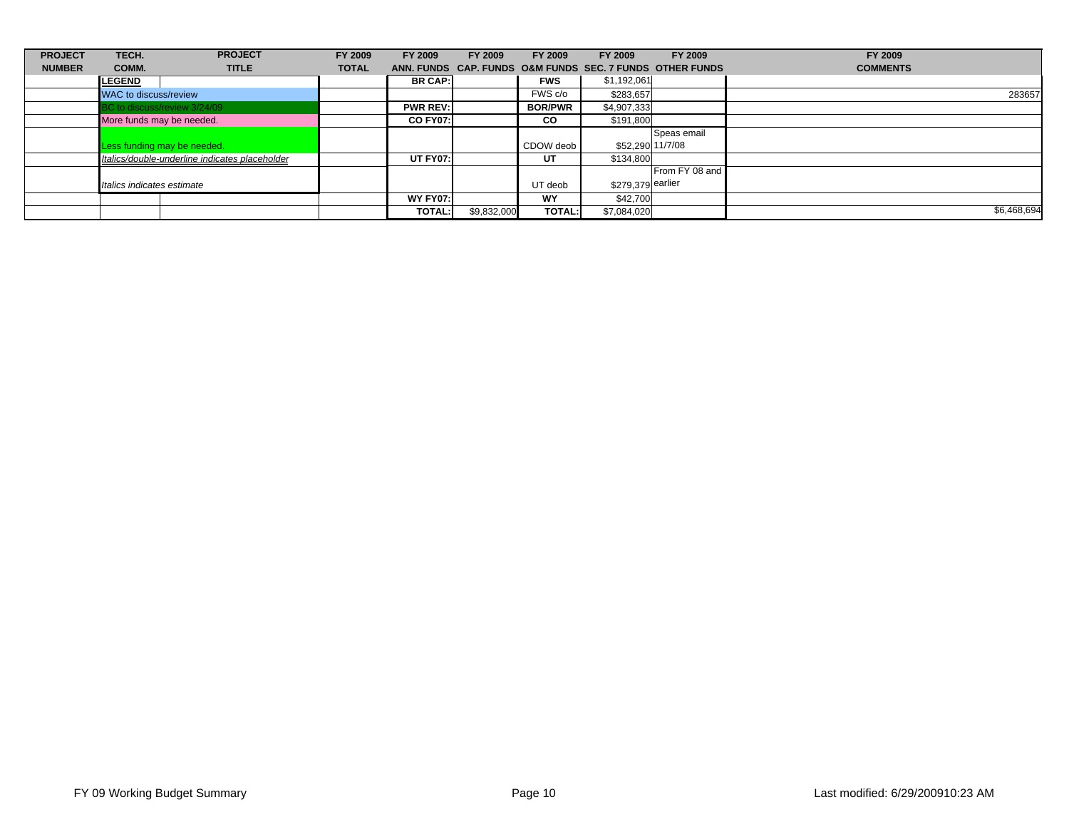| PROJECT NUMBER | TECH. COMM. | PROJECT TITLE | FY 2009 TOTAL | FY 2009 ANN. FUNDS | FY 2009 CAP. FUNDS | FY 2009 O&M FUNDS | FY 2009 SEC. 7 FUNDS | FY 2009 OTHER FUNDS | FY 2009 COMMENTS |
|---|---|---|---|---|---|---|---|---|---|
| | **LEGEND** | | | **BR CAP:** | | **FWS** | $1,192,061 | | |
| | WAC to discuss/review | | | | | FWS c/o | $283,657 | | 283657 |
| | BC to discuss/review 3/24/09 | | | **PWR REV:** | | **BOR/PWR** | $4,907,333 | | |
| | More funds may be needed. | | | **CO FY07:** | | **CO** | $191,800 | | |
| | Less funding may be needed. | | | | | CDOW deob | $52,290 | Speas email 11/7/08 | |
| | *Italics/double-underline indicates placeholder* | | | **UT FY07:** | | **UT** | $134,800 | | |
| | *Italics indicates estimate* | | | | | UT deob | $279,379 | From FY 08 and earlier | |
| | | | | **WY FY07:** | | **WY** | $42,700 | | |
| | | | | **TOTAL:** | $9,832,000 | **TOTAL:** | $7,084,020 | | $6,468,694 |

FY 09 Working Budget Summary

Last modified: 6/29/200910:23 AM